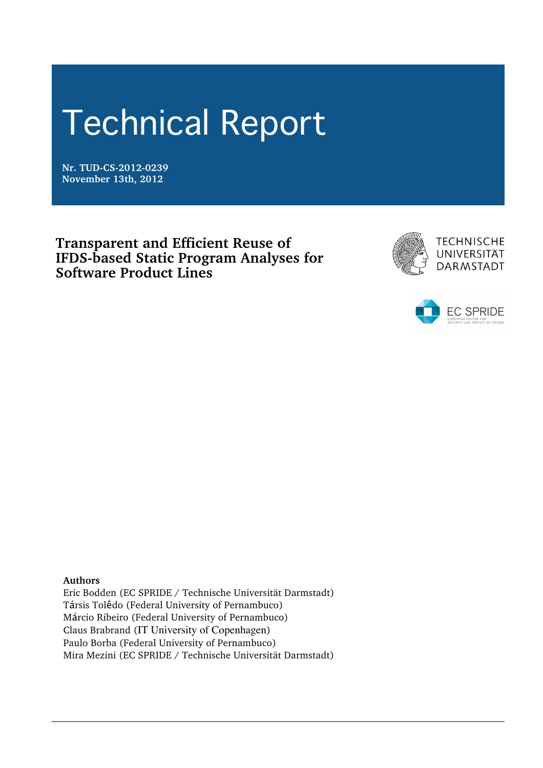# Technical Report

**Nr. TUD-CS-2012-0239**
**November 13th, 2012**

## Transparent and Efficient Reuse of IFDS-based Static Program Analyses for Software Product Lines

TECHNISCHE UNIVERSITÄT DARMSTADT

EC SPRIDE
EUROPEAN CENTER FOR SECURITY AND PRIVACY BY DESIGN

**Authors**

Eric Bodden (EC SPRIDE / Technische Universität Darmstadt)
Társis Tolêdo (Federal University of Pernambuco)
Márcio Ribeiro (Federal University of Pernambuco)
Claus Brabrand (IT University of Copenhagen)
Paulo Borba (Federal University of Pernambuco)
Mira Mezini (EC SPRIDE / Technische Universität Darmstadt)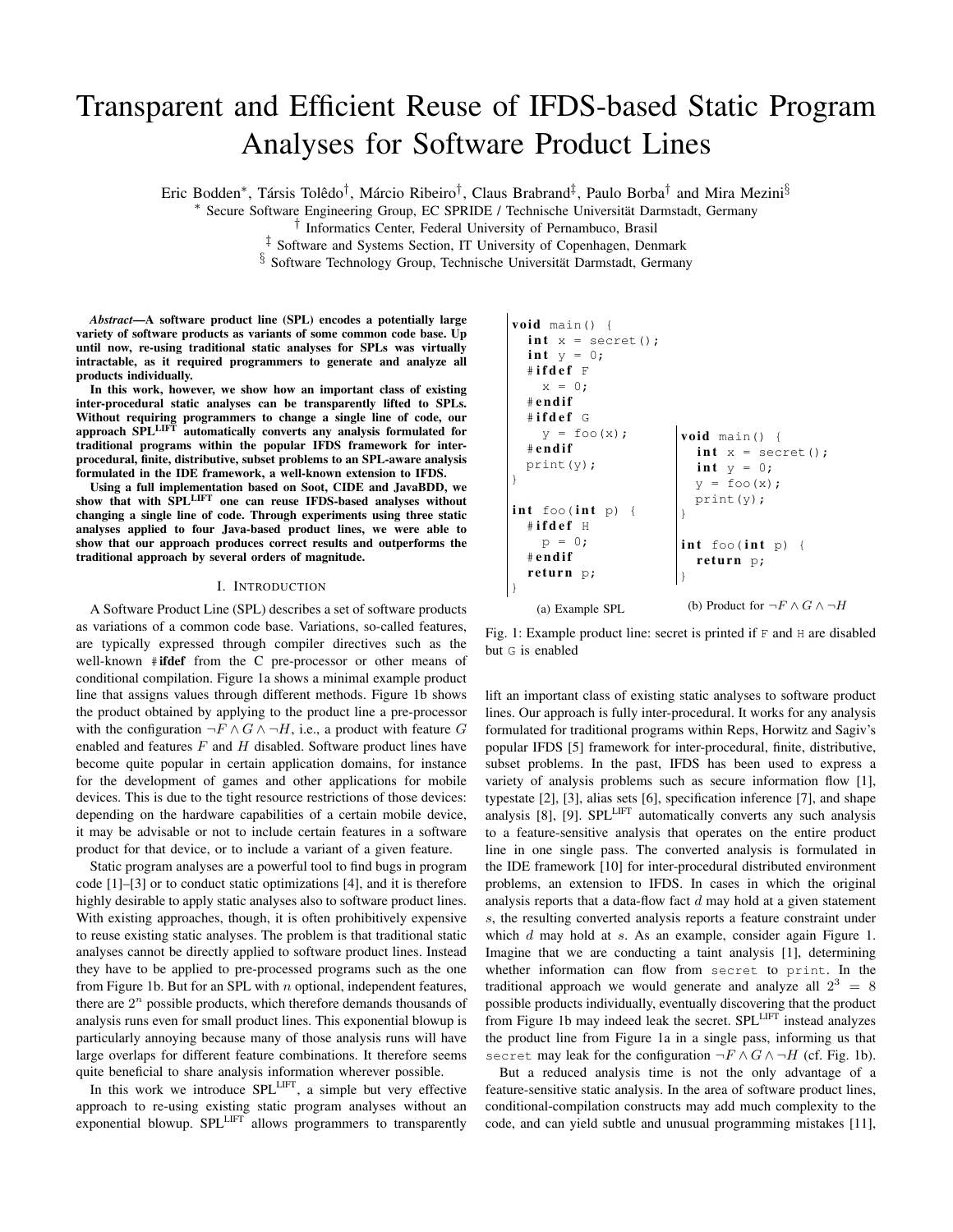# Transparent and Efficient Reuse of IFDS-based Static Program Analyses for Software Product Lines

Eric Bodden*, Társis Tolêdo†, Márcio Ribeiro†, Claus Brabrand‡, Paulo Borba† and Mira Mezini§

\* Secure Software Engineering Group, EC SPRIDE / Technische Universität Darmstadt, Germany
† Informatics Center, Federal University of Pernambuco, Brasil
‡ Software and Systems Section, IT University of Copenhagen, Denmark
§ Software Technology Group, Technische Universität Darmstadt, Germany

***Abstract*—A software product line (SPL) encodes a potentially large variety of software products as variants of some common code base. Up until now, re-using traditional static analyses for SPLs was virtually intractable, as it required programmers to generate and analyze all products individually.**

**In this work, however, we show how an important class of existing inter-procedural static analyses can be transparently lifted to SPLs. Without requiring programmers to change a single line of code, our approach SPL^LIFT automatically converts any analysis formulated for traditional programs within the popular IFDS framework for inter-procedural, finite, distributive, subset problems to an SPL-aware analysis formulated in the IDE framework, a well-known extension to IFDS.**

**Using a full implementation based on Soot, CIDE and JavaBDD, we show that with SPL^LIFT one can reuse IFDS-based analyses without changing a single line of code. Through experiments using three static analyses applied to four Java-based product lines, we were able to show that our approach produces correct results and outperforms the traditional approach by several orders of magnitude.**

## I. Introduction

A Software Product Line (SPL) describes a set of software products as variations of a common code base. Variations, so-called features, are typically expressed through compiler directives such as the well-known **#ifdef** from the C pre-processor or other means of conditional compilation. Figure 1a shows a minimal example product line that assigns values through different methods. Figure 1b shows the product obtained by applying to the product line a pre-processor with the configuration $\neg F \wedge G \wedge \neg H$, i.e., a product with feature $G$ enabled and features $F$ and $H$ disabled. Software product lines have become quite popular in certain application domains, for instance for the development of games and other applications for mobile devices. This is due to the tight resource restrictions of those devices: depending on the hardware capabilities of a certain mobile device, it may be advisable or not to include certain features in a software product for that device, or to include a variant of a given feature.

Static program analyses are a powerful tool to find bugs in program code [1]–[3] or to conduct static optimizations [4], and it is therefore highly desirable to apply static analyses also to software product lines. With existing approaches, though, it is often prohibitively expensive to reuse existing static analyses. The problem is that traditional static analyses cannot be directly applied to software product lines. Instead they have to be applied to pre-processed programs such as the one from Figure 1b. But for an SPL with $n$ optional, independent features, there are $2^n$ possible products, which therefore demands thousands of analysis runs even for small product lines. This exponential blowup is particularly annoying because many of those analysis runs will have large overlaps for different feature combinations. It therefore seems quite beneficial to share analysis information wherever possible.

In this work we introduce SPL^LIFT, a simple but very effective approach to re-using existing static program analyses without an exponential blowup. SPL^LIFT allows programmers to transparently lift an important class of existing static analyses to software product lines. Our approach is fully inter-procedural. It works for any analysis formulated for traditional programs within Reps, Horwitz and Sagiv's popular IFDS [5] framework for inter-procedural, finite, distributive, subset problems. In the past, IFDS has been used to express a variety of analysis problems such as secure information flow [1], typestate [2], [3], alias sets [6], specification inference [7], and shape analysis [8], [9]. SPL^LIFT automatically converts any such analysis to a feature-sensitive analysis that operates on the entire product line in one single pass. The converted analysis is formulated in the IDE framework [10] for inter-procedural distributed environment problems, an extension to IFDS. In cases in which the original analysis reports that a data-flow fact $d$ may hold at a given statement $s$, the resulting converted analysis reports a feature constraint under which $d$ may hold at $s$. As an example, consider again Figure 1. Imagine that we are conducting a taint analysis [1], determining whether information can flow from `secret` to `print`. In the traditional approach we would generate and analyze all $2^3 = 8$ possible products individually, eventually discovering that the product from Figure 1b may indeed leak the secret. SPL^LIFT instead analyzes the product line from Figure 1a in a single pass, informing us that `secret` may leak for the configuration $\neg F \wedge G \wedge \neg H$ (cf. Fig. 1b).

But a reduced analysis time is not the only advantage of a feature-sensitive static analysis. In the area of software product lines, conditional-compilation constructs may add much complexity to the code, and can yield subtle and unusual programming mistakes [11],

```
void main() {
  int x = secret();
  int y = 0;
  #ifdef F
    x = 0;
  #endif
  #ifdef G
    y = foo(x);
  #endif
  print(y);
}

int foo(int p) {
  #ifdef H
    p = 0;
  #endif
  return p;
}
```

(a) Example SPL

```
void main() {
  int x = secret();
  int y = 0;
  y = foo(x);
  print(y);
}

int foo(int p) {
  return p;
}
```

(b) Product for $\neg F \wedge G \wedge \neg H$

Fig. 1: Example product line: secret is printed if `F` and `H` are disabled but `G` is enabled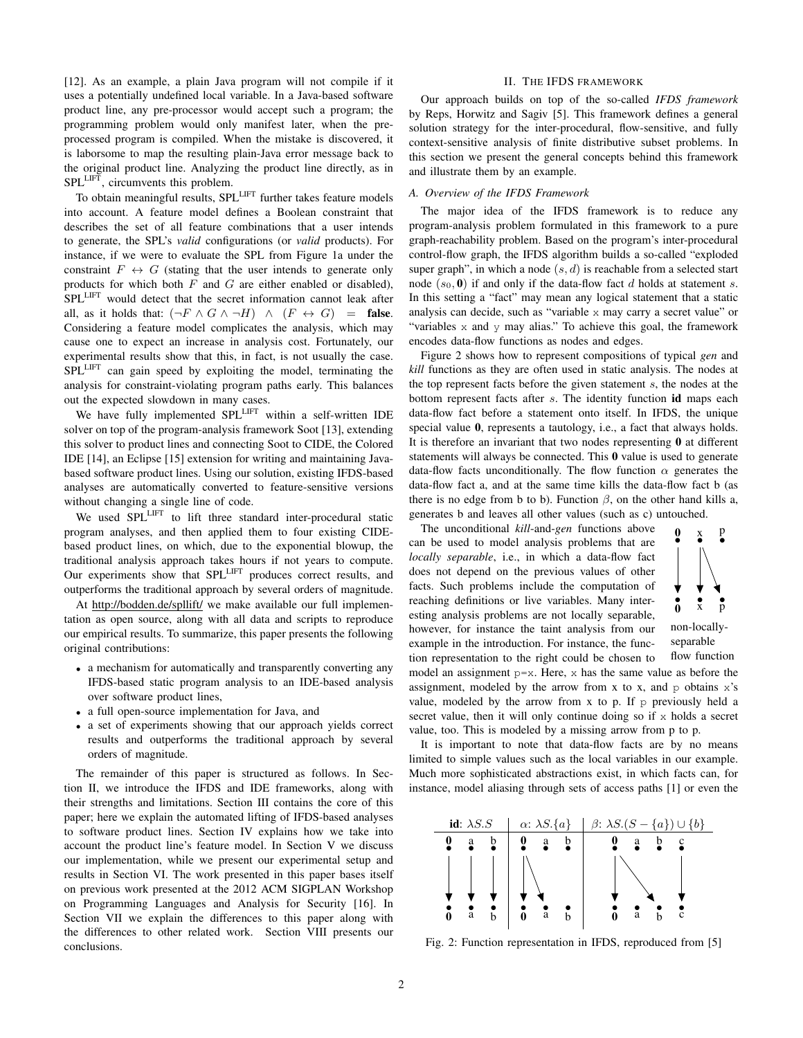[12]. As an example, a plain Java program will not compile if it uses a potentially undefined local variable. In a Java-based software product line, any pre-processor would accept such a program; the programming problem would only manifest later, when the pre-processed program is compiled. When the mistake is discovered, it is laborsome to map the resulting plain-Java error message back to the original product line. Analyzing the product line directly, as in SPL$^{\text{LIFT}}$, circumvents this problem.

To obtain meaningful results, SPL$^{\text{LIFT}}$ further takes feature models into account. A feature model defines a Boolean constraint that describes the set of all feature combinations that a user intends to generate, the SPL's *valid* configurations (or *valid* products). For instance, if we were to evaluate the SPL from Figure 1a under the constraint $F \leftrightarrow G$ (stating that the user intends to generate only products for which both $F$ and $G$ are either enabled or disabled), SPL$^{\text{LIFT}}$ would detect that the secret information cannot leak after all, as it holds that: $(\neg F \wedge G \wedge \neg H) \;\wedge\; (F \leftrightarrow G) \;=\; \textbf{false}$. Considering a feature model complicates the analysis, which may cause one to expect an increase in analysis cost. Fortunately, our experimental results show that this, in fact, is not usually the case. SPL$^{\text{LIFT}}$ can gain speed by exploiting the model, terminating the analysis for constraint-violating program paths early. This balances out the expected slowdown in many cases.

We have fully implemented SPL$^{\text{LIFT}}$ within a self-written IDE solver on top of the program-analysis framework Soot [13], extending this solver to product lines and connecting Soot to CIDE, the Colored IDE [14], an Eclipse [15] extension for writing and maintaining Java-based software product lines. Using our solution, existing IFDS-based analyses are automatically converted to feature-sensitive versions without changing a single line of code.

We used SPL$^{\text{LIFT}}$ to lift three standard inter-procedural static program analyses, and then applied them to four existing CIDE-based product lines, on which, due to the exponential blowup, the traditional analysis approach takes hours if not years to compute. Our experiments show that SPL$^{\text{LIFT}}$ produces correct results, and outperforms the traditional approach by several orders of magnitude.

At http://bodden.de/spllift/ we make available our full implementation as open source, along with all data and scripts to reproduce our empirical results. To summarize, this paper presents the following original contributions:

- a mechanism for automatically and transparently converting any IFDS-based static program analysis to an IDE-based analysis over software product lines,
- a full open-source implementation for Java, and
- a set of experiments showing that our approach yields correct results and outperforms the traditional approach by several orders of magnitude.

The remainder of this paper is structured as follows. In Section II, we introduce the IFDS and IDE frameworks, along with their strengths and limitations. Section III contains the core of this paper; here we explain the automated lifting of IFDS-based analyses to software product lines. Section IV explains how we take into account the product line's feature model. In Section V we discuss our implementation, while we present our experimental setup and results in Section VI. The work presented in this paper bases itself on previous work presented at the 2012 ACM SIGPLAN Workshop on Programming Languages and Analysis for Security [16]. In Section VII we explain the differences to this paper along with the differences to other related work. Section VIII presents our conclusions.

## II. The IFDS framework

Our approach builds on top of the so-called *IFDS framework* by Reps, Horwitz and Sagiv [5]. This framework defines a general solution strategy for the inter-procedural, flow-sensitive, and fully context-sensitive analysis of finite distributive subset problems. In this section we present the general concepts behind this framework and illustrate them by an example.

### A. Overview of the IFDS Framework

The major idea of the IFDS framework is to reduce any program-analysis problem formulated in this framework to a pure graph-reachability problem. Based on the program's inter-procedural control-flow graph, the IFDS algorithm builds a so-called "exploded super graph", in which a node $(s, d)$ is reachable from a selected start node $(s_0, \mathbf{0})$ if and only if the data-flow fact $d$ holds at statement $s$. In this setting a "fact" may mean any logical statement that a static analysis can decide, such as "variable x may carry a secret value" or "variables x and y may alias." To achieve this goal, the framework encodes data-flow functions as nodes and edges.

Figure 2 shows how to represent compositions of typical *gen* and *kill* functions as they are often used in static analysis. The nodes at the top represent facts before the given statement $s$, the nodes at the bottom represent facts after $s$. The identity function **id** maps each data-flow fact before a statement onto itself. In IFDS, the unique special value **0**, represents a tautology, i.e., a fact that always holds. It is therefore an invariant that two nodes representing **0** at different statements will always be connected. This **0** value is used to generate data-flow facts unconditionally. The flow function $\alpha$ generates the data-flow fact a, and at the same time kills the data-flow fact b (as there is no edge from b to b). Function $\beta$, on the other hand kills a, generates b and leaves all other values (such as c) untouched.

The unconditional *kill*-and-*gen* functions above can be used to model analysis problems that are *locally separable*, i.e., in which a data-flow fact does not depend on the previous values of other facts. Such problems include the computation of reaching definitions or live variables. Many interesting analysis problems are not locally separable, however, for instance the taint analysis from our example in the introduction. For instance, the function representation to the right could be chosen to model an assignment p=x. Here, x has the same value as before the assignment, modeled by the arrow from x to x, and p obtains x's value, modeled by the arrow from x to p. If p previously held a secret value, then it will only continue doing so if x holds a secret value, too. This is modeled by a missing arrow from p to p.

non-locally-separable flow function

It is important to note that data-flow facts are by no means limited to simple values such as the local variables in our example. Much more sophisticated abstractions exist, in which facts can, for instance, model aliasing through sets of access paths [1] or even the

Fig. 2: Function representation in IFDS, reproduced from [5]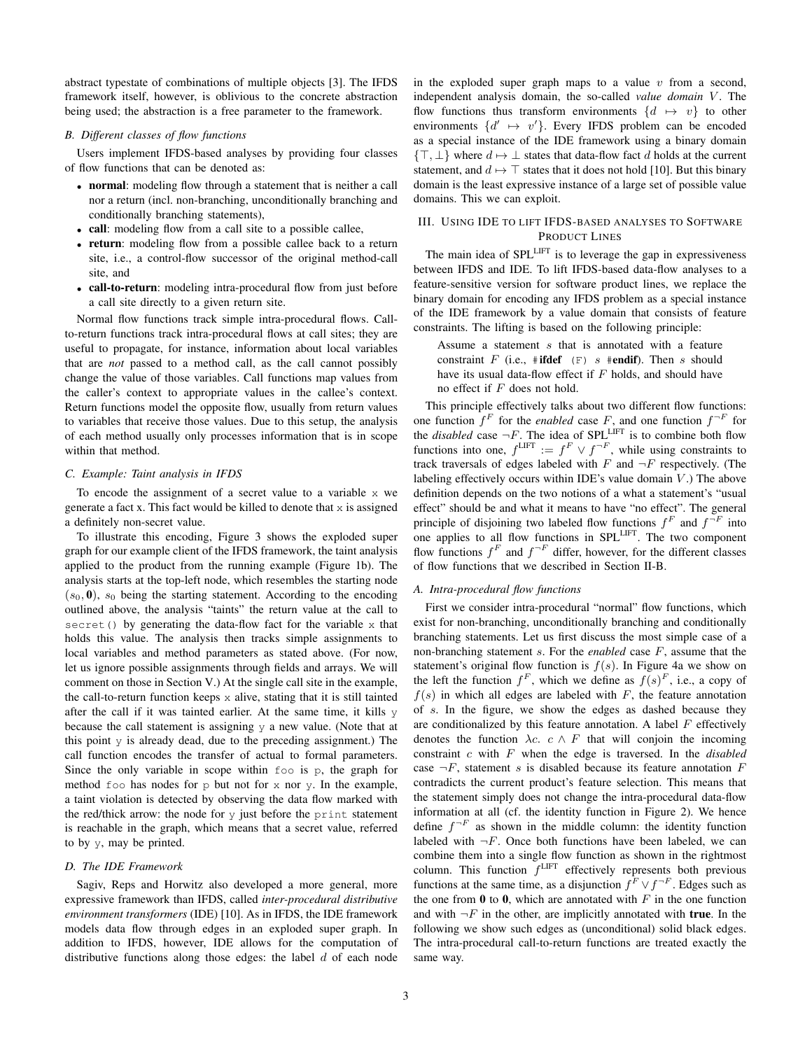abstract typestate of combinations of multiple objects [3]. The IFDS framework itself, however, is oblivious to the concrete abstraction being used; the abstraction is a free parameter to the framework.

### B. Different classes of flow functions

Users implement IFDS-based analyses by providing four classes of flow functions that can be denoted as:

- **normal**: modeling flow through a statement that is neither a call nor a return (incl. non-branching, unconditionally branching and conditionally branching statements),
- **call**: modeling flow from a call site to a possible callee,
- **return**: modeling flow from a possible callee back to a return site, i.e., a control-flow successor of the original method-call site, and
- **call-to-return**: modeling intra-procedural flow from just before a call site directly to a given return site.

Normal flow functions track simple intra-procedural flows. Call-to-return functions track intra-procedural flows at call sites; they are useful to propagate, for instance, information about local variables that are *not* passed to a method call, as the call cannot possibly change the value of those variables. Call functions map values from the caller's context to appropriate values in the callee's context. Return functions model the opposite flow, usually from return values to variables that receive those values. Due to this setup, the analysis of each method usually only processes information that is in scope within that method.

### C. Example: Taint analysis in IFDS

To encode the assignment of a secret value to a variable `x` we generate a fact x. This fact would be killed to denote that `x` is assigned a definitely non-secret value.

To illustrate this encoding, Figure 3 shows the exploded super graph for our example client of the IFDS framework, the taint analysis applied to the product from the running example (Figure 1b). The analysis starts at the top-left node, which resembles the starting node $(s_0, \mathbf{0})$, $s_0$ being the starting statement. According to the encoding outlined above, the analysis "taints" the return value at the call to `secret()` by generating the data-flow fact for the variable `x` that holds this value. The analysis then tracks simple assignments to local variables and method parameters as stated above. (For now, let us ignore possible assignments through fields and arrays. We will comment on those in Section V.) At the single call site in the example, the call-to-return function keeps `x` alive, stating that it is still tainted after the call if it was tainted earlier. At the same time, it kills `y` because the call statement is assigning `y` a new value. (Note that at this point `y` is already dead, due to the preceding assignment.) The call function encodes the transfer of actual to formal parameters. Since the only variable in scope within `foo` is `p`, the graph for method `foo` has nodes for `p` but not for `x` nor `y`. In the example, a taint violation is detected by observing the data flow marked with the red/thick arrow: the node for `y` just before the `print` statement is reachable in the graph, which means that a secret value, referred to by `y`, may be printed.

### D. The IDE Framework

Sagiv, Reps and Horwitz also developed a more general, more expressive framework than IFDS, called *inter-procedural distributive environment transformers* (IDE) [10]. As in IFDS, the IDE framework models data flow through edges in an exploded super graph. In addition to IFDS, however, IDE allows for the computation of distributive functions along those edges: the label $d$ of each node in the exploded super graph maps to a value $v$ from a second, independent analysis domain, the so-called *value domain* $V$. The flow functions thus transform environments $\{d \mapsto v\}$ to other environments $\{d' \mapsto v'\}$. Every IFDS problem can be encoded as a special instance of the IDE framework using a binary domain $\{\top, \bot\}$ where $d \mapsto \bot$ states that data-flow fact $d$ holds at the current statement, and $d \mapsto \top$ states that it does not hold [10]. But this binary domain is the least expressive instance of a large set of possible value domains. This we can exploit.

## III. Using IDE to lift IFDS-based analyses to Software Product Lines

The main idea of SPL$^{\text{LIFT}}$ is to leverage the gap in expressiveness between IFDS and IDE. To lift IFDS-based data-flow analyses to a feature-sensitive version for software product lines, we replace the binary domain for encoding any IFDS problem as a special instance of the IDE framework by a value domain that consists of feature constraints. The lifting is based on the following principle:

> Assume a statement $s$ that is annotated with a feature constraint $F$ (i.e., **#ifdef** `(F)` $s$ **#endif**). Then $s$ should have its usual data-flow effect if $F$ holds, and should have no effect if $F$ does not hold.

This principle effectively talks about two different flow functions: one function $f^F$ for the *enabled* case $F$, and one function $f^{\neg F}$ for the *disabled* case $\neg F$. The idea of SPL$^{\text{LIFT}}$ is to combine both flow functions into one, $f^{\text{LIFT}} := f^F \vee f^{\neg F}$, while using constraints to track traversals of edges labeled with $F$ and $\neg F$ respectively. (The labeling effectively occurs within IDE's value domain $V$.) The above definition depends on the two notions of a what a statement's "usual effect" should be and what it means to have "no effect". The general principle of disjoining two labeled flow functions $f^F$ and $f^{\neg F}$ into one applies to all flow functions in SPL$^{\text{LIFT}}$. The two component flow functions $f^F$ and $f^{\neg F}$ differ, however, for the different classes of flow functions that we described in Section II-B.

### A. Intra-procedural flow functions

First we consider intra-procedural "normal" flow functions, which exist for non-branching, unconditionally branching and conditionally branching statements. Let us first discuss the most simple case of a non-branching statement $s$. For the *enabled* case $F$, assume that the statement's original flow function is $f(s)$. In Figure 4a we show on the left the function $f^F$, which we define as $f(s)^F$, i.e., a copy of $f(s)$ in which all edges are labeled with $F$, the feature annotation of $s$. In the figure, we show the edges as dashed because they are conditionalized by this feature annotation. A label $F$ effectively denotes the function $\lambda c.\ c \wedge F$ that will conjoin the incoming constraint $c$ with $F$ when the edge is traversed. In the *disabled* case $\neg F$, statement $s$ is disabled because its feature annotation $F$ contradicts the current product's feature selection. This means that the statement simply does not change the intra-procedural data-flow information at all (cf. the identity function in Figure 2). We hence define $f^{\neg F}$ as shown in the middle column: the identity function labeled with $\neg F$. Once both functions have been labeled, we can combine them into a single flow function as shown in the rightmost column. This function $f^{\text{LIFT}}$ effectively represents both previous functions at the same time, as a disjunction $f^F \vee f^{\neg F}$. Edges such as the one from $\mathbf{0}$ to $\mathbf{0}$, which are annotated with $F$ in the one function and with $\neg F$ in the other, are implicitly annotated with **true**. In the following we show such edges as (unconditional) solid black edges. The intra-procedural call-to-return functions are treated exactly the same way.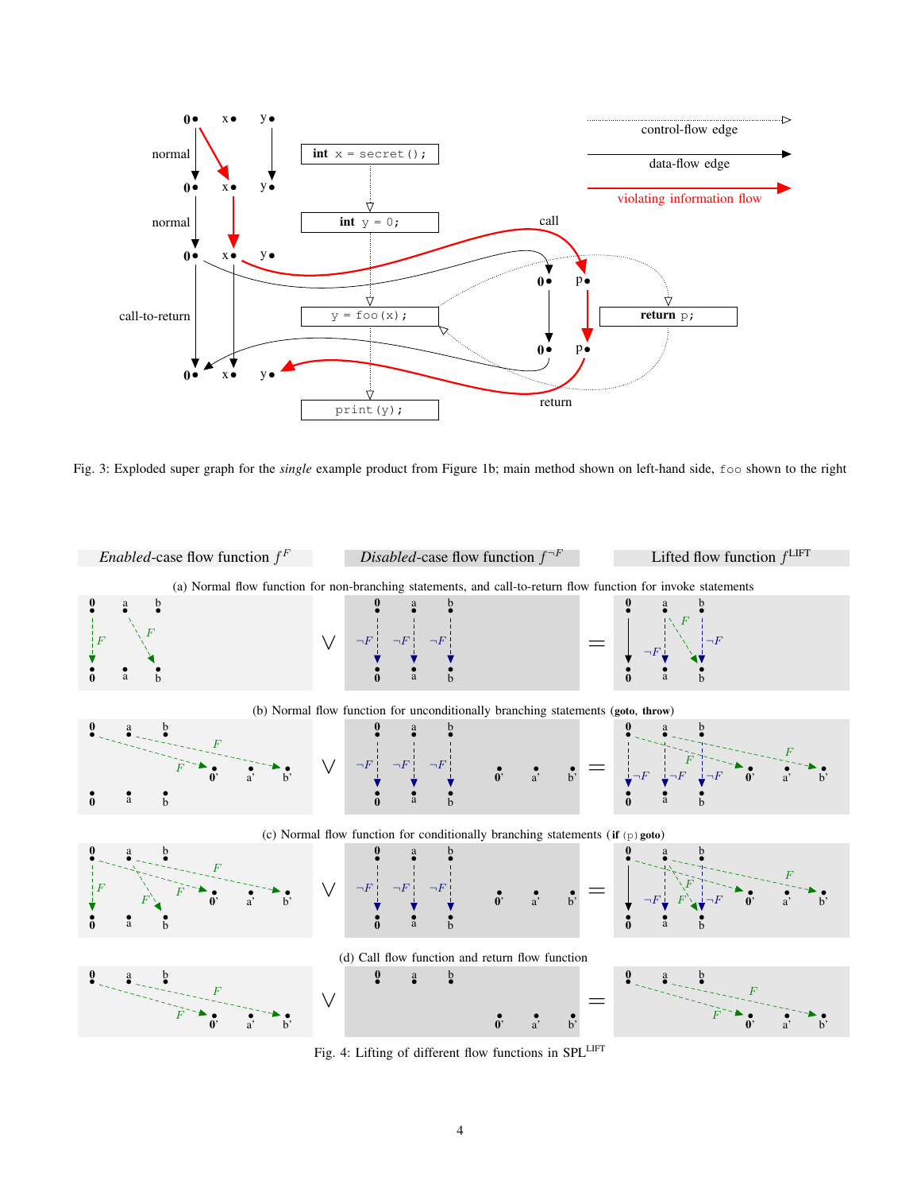Fig. 3: Exploded super graph for the *single* example product from Figure 1b; main method shown on left-hand side, `foo` shown to the right

Fig. 4: Lifting of different flow functions in $\text{SPL}^{\text{LIFT}}$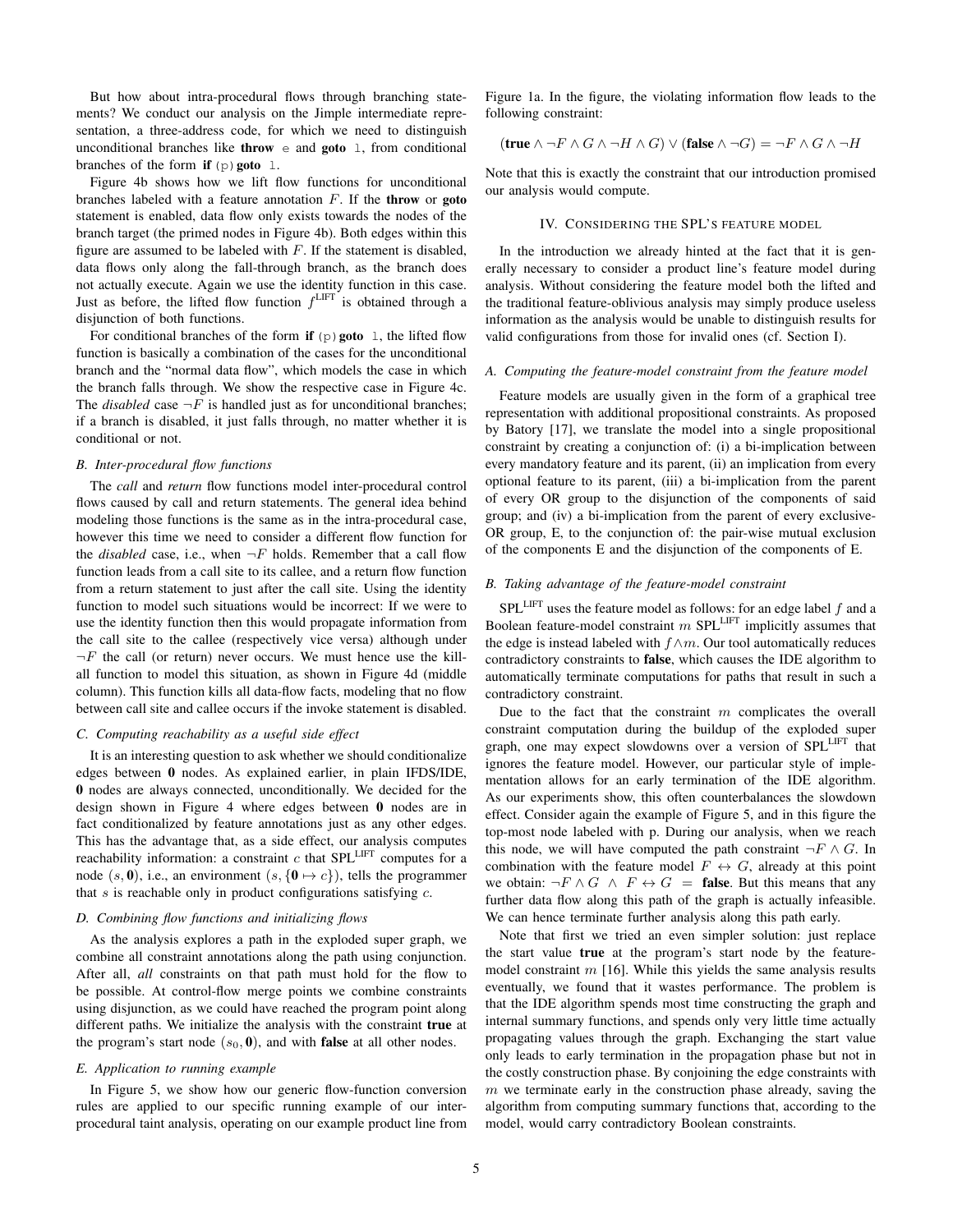But how about intra-procedural flows through branching statements? We conduct our analysis on the Jimple intermediate representation, a three-address code, for which we need to distinguish unconditional branches like **throw** `e` and **goto** `l`, from conditional branches of the form **if** `(p)` **goto** `l`.

Figure 4b shows how we lift flow functions for unconditional branches labeled with a feature annotation $F$. If the **throw** or **goto** statement is enabled, data flow only exists towards the nodes of the branch target (the primed nodes in Figure 4b). Both edges within this figure are assumed to be labeled with $F$. If the statement is disabled, data flows only along the fall-through branch, as the branch does not actually execute. Again we use the identity function in this case. Just as before, the lifted flow function $f^{\text{LIFT}}$ is obtained through a disjunction of both functions.

For conditional branches of the form **if** `(p)` **goto** `l`, the lifted flow function is basically a combination of the cases for the unconditional branch and the "normal data flow", which models the case in which the branch falls through. We show the respective case in Figure 4c. The *disabled* case $\neg F$ is handled just as for unconditional branches; if a branch is disabled, it just falls through, no matter whether it is conditional or not.

### B. Inter-procedural flow functions

The *call* and *return* flow functions model inter-procedural control flows caused by call and return statements. The general idea behind modeling those functions is the same as in the intra-procedural case, however this time we need to consider a different flow function for the *disabled* case, i.e., when $\neg F$ holds. Remember that a call flow function leads from a call site to its callee, and a return flow function from a return statement to just after the call site. Using the identity function to model such situations would be incorrect: If we were to use the identity function then this would propagate information from the call site to the callee (respectively vice versa) although under $\neg F$ the call (or return) never occurs. We must hence use the kill-all function to model this situation, as shown in Figure 4d (middle column). This function kills all data-flow facts, modeling that no flow between call site and callee occurs if the invoke statement is disabled.

### C. Computing reachability as a useful side effect

It is an interesting question to ask whether we should conditionalize edges between **0** nodes. As explained earlier, in plain IFDS/IDE, **0** nodes are always connected, unconditionally. We decided for the design shown in Figure 4 where edges between **0** nodes are in fact conditionalized by feature annotations just as any other edges. This has the advantage that, as a side effect, our analysis computes reachability information: a constraint $c$ that SPL$^{\text{LIFT}}$ computes for a node $(s, \mathbf{0})$, i.e., an environment $(s, \{\mathbf{0} \mapsto c\})$, tells the programmer that $s$ is reachable only in product configurations satisfying $c$.

### D. Combining flow functions and initializing flows

As the analysis explores a path in the exploded super graph, we combine all constraint annotations along the path using conjunction. After all, *all* constraints on that path must hold for the flow to be possible. At control-flow merge points we combine constraints using disjunction, as we could have reached the program point along different paths. We initialize the analysis with the constraint **true** at the program's start node $(s_0, \mathbf{0})$, and with **false** at all other nodes.

### E. Application to running example

In Figure 5, we show how our generic flow-function conversion rules are applied to our specific running example of our inter-procedural taint analysis, operating on our example product line from Figure 1a. In the figure, the violating information flow leads to the following constraint:

$$(\textbf{true} \wedge \neg F \wedge G \wedge \neg H \wedge G) \vee (\textbf{false} \wedge \neg G) = \neg F \wedge G \wedge \neg H$$

Note that this is exactly the constraint that our introduction promised our analysis would compute.

## IV. Considering the SPL's feature model

In the introduction we already hinted at the fact that it is generally necessary to consider a product line's feature model during analysis. Without considering the feature model both the lifted and the traditional feature-oblivious analysis may simply produce useless information as the analysis would be unable to distinguish results for valid configurations from those for invalid ones (cf. Section I).

### A. Computing the feature-model constraint from the feature model

Feature models are usually given in the form of a graphical tree representation with additional propositional constraints. As proposed by Batory [17], we translate the model into a single propositional constraint by creating a conjunction of: (i) a bi-implication between every mandatory feature and its parent, (ii) an implication from every optional feature to its parent, (iii) a bi-implication from the parent of every OR group to the disjunction of the components of said group; and (iv) a bi-implication from the parent of every exclusive-OR group, E, to the conjunction of: the pair-wise mutual exclusion of the components E and the disjunction of the components of E.

### B. Taking advantage of the feature-model constraint

SPL$^{\text{LIFT}}$ uses the feature model as follows: for an edge label $f$ and a Boolean feature-model constraint $m$ SPL$^{\text{LIFT}}$ implicitly assumes that the edge is instead labeled with $f \wedge m$. Our tool automatically reduces contradictory constraints to **false**, which causes the IDE algorithm to automatically terminate computations for paths that result in such a contradictory constraint.

Due to the fact that the constraint $m$ complicates the overall constraint computation during the buildup of the exploded super graph, one may expect slowdowns over a version of SPL$^{\text{LIFT}}$ that ignores the feature model. However, our particular style of implementation allows for an early termination of the IDE algorithm. As our experiments show, this often counterbalances the slowdown effect. Consider again the example of Figure 5, and in this figure the top-most node labeled with p. During our analysis, when we reach this node, we will have computed the path constraint $\neg F \wedge G$. In combination with the feature model $F \leftrightarrow G$, already at this point we obtain: $\neg F \wedge G \;\wedge\; F \leftrightarrow G \;=\; \textbf{false}$. But this means that any further data flow along this path of the graph is actually infeasible. We can hence terminate further analysis along this path early.

Note that first we tried an even simpler solution: just replace the start value **true** at the program's start node by the feature-model constraint $m$ [16]. While this yields the same analysis results eventually, we found that it wastes performance. The problem is that the IDE algorithm spends most time constructing the graph and internal summary functions, and spends only very little time actually propagating values through the graph. Exchanging the start value only leads to early termination in the propagation phase but not in the costly construction phase. By conjoining the edge constraints with $m$ we terminate early in the construction phase already, saving the algorithm from computing summary functions that, according to the model, would carry contradictory Boolean constraints.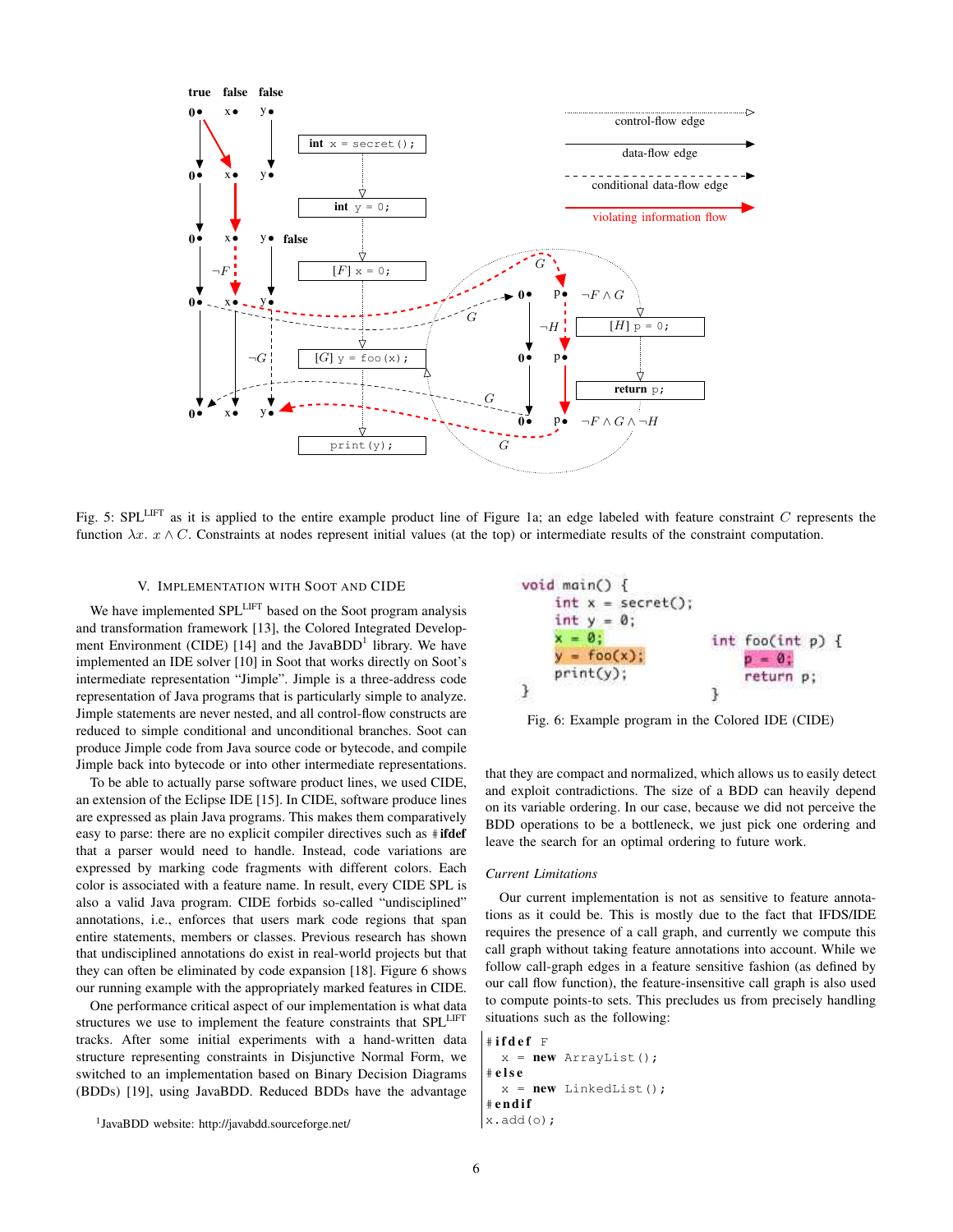Fig. 5: SPL[LIFT] as it is applied to the entire example product line of Figure 1a; an edge labeled with feature constraint $C$ represents the function $\lambda x.\ x \wedge C$. Constraints at nodes represent initial values (at the top) or intermediate results of the constraint computation.

## V. Implementation with Soot and CIDE

We have implemented SPL[LIFT] based on the Soot program analysis and transformation framework [13], the Colored Integrated Development Environment (CIDE) [14] and the JavaBDD[1] library. We have implemented an IDE solver [10] in Soot that works directly on Soot's intermediate representation "Jimple". Jimple is a three-address code representation of Java programs that is particularly simple to analyze. Jimple statements are never nested, and all control-flow constructs are reduced to simple conditional and unconditional branches. Soot can produce Jimple code from Java source code or bytecode, and compile Jimple back into bytecode or into other intermediate representations.

To be able to actually parse software product lines, we used CIDE, an extension of the Eclipse IDE [15]. In CIDE, software produce lines are expressed as plain Java programs. This makes them comparatively easy to parse: there are no explicit compiler directives such as **#ifdef** that a parser would need to handle. Instead, code variations are expressed by marking code fragments with different colors. Each color is associated with a feature name. In result, every CIDE SPL is also a valid Java program. CIDE forbids so-called "undisciplined" annotations, i.e., enforces that users mark code regions that span entire statements, members or classes. Previous research has shown that undisciplined annotations do exist in real-world projects but that they can often be eliminated by code expansion [18]. Figure 6 shows our running example with the appropriately marked features in CIDE.

One performance critical aspect of our implementation is what data structures we use to implement the feature constraints that SPL[LIFT] tracks. After some initial experiments with a hand-written data structure representing constraints in Disjunctive Normal Form, we switched to an implementation based on Binary Decision Diagrams (BDDs) [19], using JavaBDD. Reduced BDDs have the advantage that they are compact and normalized, which allows us to easily detect and exploit contradictions. The size of a BDD can heavily depend on its variable ordering. In our case, because we did not perceive BDD operations to be a bottleneck, we just pick one ordering and leave the search for an optimal ordering to future work.

[1] JavaBDD website: http://javabdd.sourceforge.net/

```
void main() {
    int x = secret();
    int y = 0;
    x = 0;
    y = foo(x);
    print(y);
}

int foo(int p) {
    p = 0;
    return p;
}
```

Fig. 6: Example program in the Colored IDE (CIDE)

### Current Limitations

Our current implementation is not as sensitive to feature annotations as it could be. This is mostly due to the fact that IFDS/IDE requires the presence of a call graph, and currently we compute this call graph without taking feature annotations into account. While we follow call-graph edges in a feature sensitive fashion (as defined by our call flow function), the feature-insensitive call graph is also used to compute points-to sets. This precludes us from precisely handling situations such as the following:

```
#ifdef F
   x = new ArrayList();
#else
   x = new LinkedList();
#endif
x.add(o);
```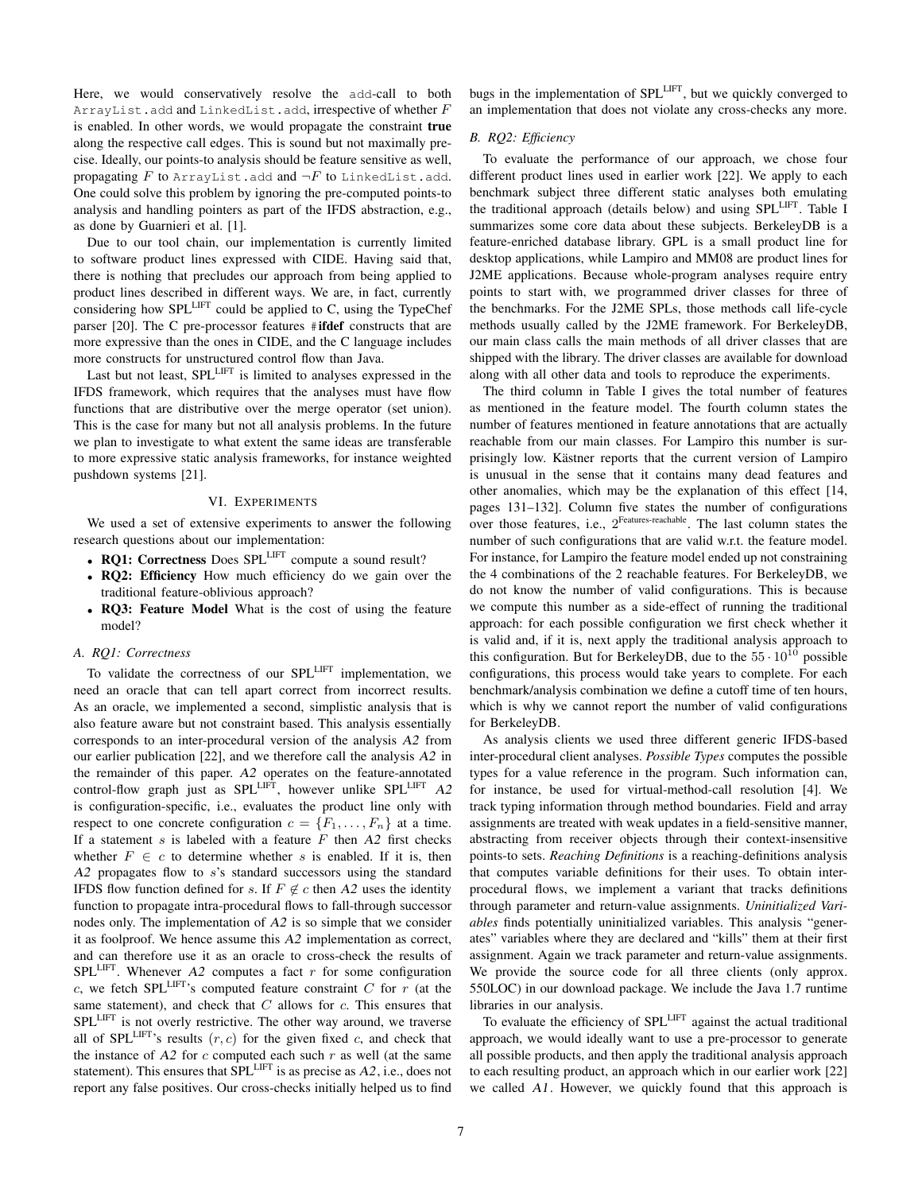Here, we would conservatively resolve the `add`-call to both `ArrayList.add` and `LinkedList.add`, irrespective of whether $F$ is enabled. In other words, we would propagate the constraint **true** along the respective call edges. This is sound but not maximally precise. Ideally, our points-to analysis should be feature sensitive as well, propagating $F$ to `ArrayList.add` and $\neg F$ to `LinkedList.add`. One could solve this problem by ignoring the pre-computed points-to analysis and handling pointers as part of the IFDS abstraction, e.g., as done by Guarnieri et al. [1].

Due to our tool chain, our implementation is currently limited to software product lines expressed with CIDE. Having said that, there is nothing that precludes our approach from being applied to product lines described in different ways. We are, in fact, currently considering how SPL^LIFT could be applied to C, using the TypeChef parser [20]. The C pre-processor features `#`**ifdef** constructs that are more expressive than the ones in CIDE, and the C language includes more constructs for unstructured control flow than Java.

Last but not least, SPL^LIFT is limited to analyses expressed in the IFDS framework, which requires that the analyses must have flow functions that are distributive over the merge operator (set union). This is the case for many but not all analysis problems. In the future we plan to investigate to what extent the same ideas are transferable to more expressive static analysis frameworks, for instance weighted pushdown systems [21].

## VI. Experiments

We used a set of extensive experiments to answer the following research questions about our implementation:

- **RQ1: Correctness** Does SPL^LIFT compute a sound result?
- **RQ2: Efficiency** How much efficiency do we gain over the traditional feature-oblivious approach?
- **RQ3: Feature Model** What is the cost of using the feature model?

### A. RQ1: Correctness

To validate the correctness of our SPL^LIFT implementation, we need an oracle that can tell apart correct from incorrect results. As an oracle, we implemented a second, simplistic analysis that is also feature aware but not constraint based. This analysis essentially corresponds to an inter-procedural version of the analysis *A2* from our earlier publication [22], and we therefore call the analysis *A2* in the remainder of this paper. *A2* operates on the feature-annotated control-flow graph just as SPL^LIFT, however unlike SPL^LIFT *A2* is configuration-specific, i.e., evaluates the product line only with respect to one concrete configuration $c = \{F_1, \ldots, F_n\}$ at a time. If a statement $s$ is labeled with a feature $F$ then *A2* first checks whether $F \in c$ to determine whether $s$ is enabled. If it is, then *A2* propagates flow to $s$'s standard successors using the standard IFDS flow function defined for $s$. If $F \notin c$ then *A2* uses the identity function to propagate intra-procedural flows to fall-through successor nodes only. The implementation of *A2* is so simple that we consider it as foolproof. We hence assume this *A2* implementation as correct, and can therefore use it as an oracle to cross-check the results of SPL^LIFT. Whenever *A2* computes a fact $r$ for some configuration $c$, we fetch SPL^LIFT's computed feature constraint $C$ for $r$ (at the same statement), and check that $C$ allows for $c$. This ensures that SPL^LIFT is not overly restrictive. The other way around, we traverse all of SPL^LIFT's results $(r, c)$ for the given fixed $c$, and check that the instance of *A2* for $c$ computed each such $r$ as well (at the same statement). This ensures that SPL^LIFT is as precise as *A2*, i.e., does not report any false positives. Our cross-checks initially helped us to find bugs in the implementation of SPL^LIFT, but we quickly converged to an implementation that does not violate any cross-checks any more.

### B. RQ2: Efficiency

To evaluate the performance of our approach, we chose four different product lines used in earlier work [22]. We apply to each benchmark subject three different static analyses both emulating the traditional approach (details below) and using SPL^LIFT. Table I summarizes some core data about these subjects. BerkeleyDB is a feature-enriched database library. GPL is a small product line for desktop applications, while Lampiro and MM08 are product lines for J2ME applications. Because whole-program analyses require entry points to start with, we programmed driver classes for three of the benchmarks. For the J2ME SPLs, those methods call life-cycle methods usually called by the J2ME framework. For BerkeleyDB, our main class calls the main methods of all driver classes that are shipped with the library. The driver classes are available for download along with all other data and tools to reproduce the experiments.

The third column in Table I gives the total number of features as mentioned in the feature model. The fourth column states the number of features mentioned in feature annotations that are actually reachable from our main classes. For Lampiro this number is surprisingly low. Kästner reports that the current version of Lampiro is unusual in the sense that it contains many dead features and other anomalies, which may be the explanation of this effect [14, pages 131–132]. Column five states the number of configurations over those features, i.e., $2^{\text{Features-reachable}}$. The last column states the number of such configurations that are valid w.r.t. the feature model. For instance, for Lampiro the feature model ended up not constraining the 4 combinations of the 2 reachable features. For BerkeleyDB, we do not know the number of valid configurations. This is because we compute this number as a side-effect of running the traditional approach: for each possible configuration we first check whether it is valid and, if it is, next apply the traditional analysis approach to this configuration. But for BerkeleyDB, due to the $55 \cdot 10^{10}$ possible configurations, this process would take years to complete. For each benchmark/analysis combination we define a cutoff time of ten hours, which is why we cannot report the number of valid configurations for BerkeleyDB.

As analysis clients we used three different generic IFDS-based inter-procedural client analyses. *Possible Types* computes the possible types for a value reference in the program. Such information can, for instance, be used for virtual-method-call resolution [4]. We track typing information through method boundaries. Field and array assignments are treated with weak updates in a field-sensitive manner, abstracting from receiver objects through their context-insensitive points-to sets. *Reaching Definitions* is a reaching-definitions analysis that computes variable definitions for their uses. To obtain inter-procedural flows, we implement a variant that tracks definitions through parameter and return-value assignments. *Uninitialized Variables* finds potentially uninitialized variables. This analysis "generates" variables where they are declared and "kills" them at their first assignment. Again we track parameter and return-value assignments. We provide the source code for all three clients (only approx. 550LOC) in our download package. We include the Java 1.7 runtime libraries in our analysis.

To evaluate the efficiency of SPL^LIFT against the actual traditional approach, we would ideally want to use a pre-processor to generate all possible products, and then apply the traditional analysis approach to each resulting product, an approach which in our earlier work [22] we called *A1*. However, we quickly found that this approach is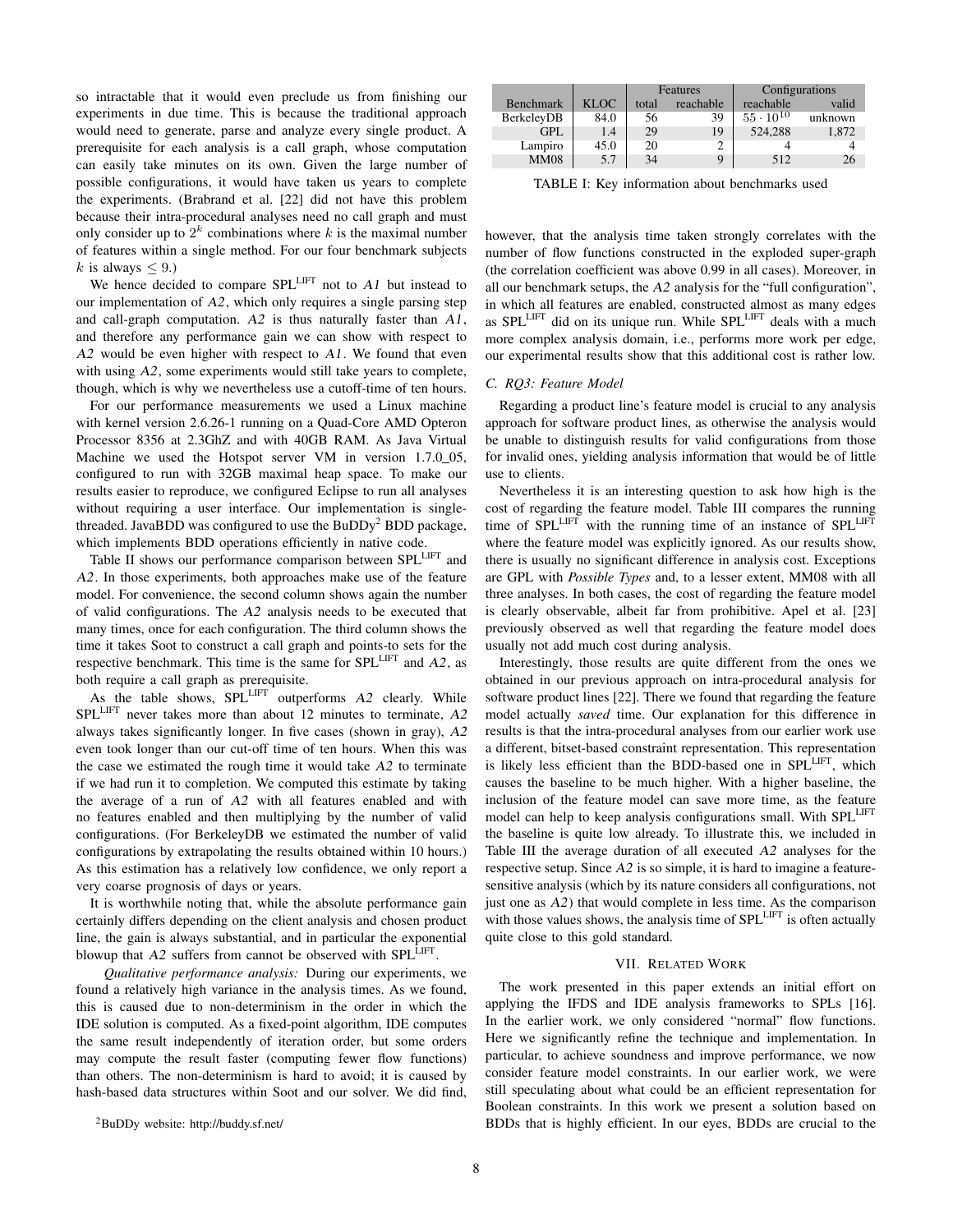so intractable that it would even preclude us from finishing our experiments in due time. This is because the traditional approach would need to generate, parse and analyze every single product. A prerequisite for each analysis is a call graph, whose computation can easily take minutes on its own. Given the large number of possible configurations, it would have taken us years to complete the experiments. (Brabrand et al. [22] did not have this problem because their intra-procedural analyses need no call graph and must only consider up to $2^k$ combinations where $k$ is the maximal number of features within a single method. For our four benchmark subjects $k$ is always $\leq 9$.)

We hence decided to compare SPL$^{\text{LIFT}}$ not to *A1* but instead to our implementation of *A2*, which only requires a single parsing step and call-graph computation. *A2* is thus naturally faster than *A1*, and therefore any performance gain we can show with respect to *A2* would be even higher with respect to *A1*. We found that even with using *A2*, some experiments would still take years to complete, though, which is why we nevertheless use a cutoff-time of ten hours.

For our performance measurements we used a Linux machine with kernel version 2.6.26-1 running on a Quad-Core AMD Opteron Processor 8356 at 2.3GhZ and with 40GB RAM. As Java Virtual Machine we used the Hotspot server VM in version 1.7.0_05, configured to run with 32GB maximal heap space. To make our results easier to reproduce, we configured Eclipse to run all analyses without requiring a user interface. Our implementation is single-threaded. JavaBDD was configured to use the BuDDy[2] BDD package, which implements BDD operations efficiently in native code.

Table II shows our performance comparison between SPL$^{\text{LIFT}}$ and *A2*. In those experiments, both approaches make use of the feature model. For convenience, the second column shows again the number of valid configurations. The *A2* analysis needs to be executed that many times, once for each configuration. The third column shows the time it takes Soot to construct a call graph and points-to sets for the respective benchmark. This time is the same for SPL$^{\text{LIFT}}$ and *A2*, as both require a call graph as prerequisite.

As the table shows, SPL$^{\text{LIFT}}$ outperforms *A2* clearly. While SPL$^{\text{LIFT}}$ never takes more than about 12 minutes to terminate, *A2* always takes significantly longer. In five cases (shown in gray), *A2* even took longer than our cut-off time of ten hours. When this was the case we estimated the rough time it would take *A2* to terminate if we had run it to completion. We computed this estimate by taking the average of a run of *A2* with all features enabled and with no features enabled and then multiplying by the number of valid configurations. (For BerkeleyDB we estimated the number of valid configurations by extrapolating the results obtained within 10 hours.) As this estimation has a relatively low confidence, we only report a very coarse prognosis of days or years.

It is worthwhile noting that, while the absolute performance gain certainly differs depending on the client analysis and chosen product line, the gain is always substantial, and in particular the exponential blowup that *A2* suffers from cannot be observed with SPL$^{\text{LIFT}}$.

*Qualitative performance analysis:* During our experiments, we found a relatively high variance in the analysis times. As we found, this is caused due to non-determinism in the order in which the IDE solution is computed. As a fixed-point algorithm, IDE computes the same result independently of iteration order, but some orders may compute the result faster (computing fewer flow functions) than others. The non-determinism is hard to avoid; it is caused by hash-based data structures within Soot and our solver. We did find, however, that the analysis time taken strongly correlates with the number of flow functions constructed in the exploded super-graph (the correlation coefficient was above 0.99 in all cases). Moreover, in all our benchmark setups, the *A2* analysis for the "full configuration", in which all features are enabled, constructed almost as many edges as SPL$^{\text{LIFT}}$ did on its unique run. While SPL$^{\text{LIFT}}$ deals with a much more complex analysis domain, i.e., performs more work per edge, our experimental results show that this additional cost is rather low.

[2] BuDDy website: http://buddy.sf.net/

| Benchmark | KLOC | Features | | Configurations | |
|---|---|---|---|---|---|
| | | total | reachable | reachable | valid |
| BerkeleyDB | 84.0 | 56 | 39 | $55 \cdot 10^{10}$ | unknown |
| GPL | 1.4 | 29 | 19 | 524,288 | 1,872 |
| Lampiro | 45.0 | 20 | 2 | 4 | 4 |
| MM08 | 5.7 | 34 | 9 | 512 | 26 |

TABLE I: Key information about benchmarks used

### C. RQ3: Feature Model

Regarding a product line's feature model is crucial to any analysis approach for software product lines, as otherwise the analysis would be unable to distinguish results for valid configurations from those for invalid ones, yielding analysis information that would be of little use to clients.

Nevertheless it is an interesting question to ask how high is the cost of regarding the feature model. Table III compares the running time of SPL$^{\text{LIFT}}$ with the running time of an instance of SPL$^{\text{LIFT}}$ where the feature model was explicitly ignored. As our results show, there is usually no significant difference in analysis cost. Exceptions are GPL with *Possible Types* and, to a lesser extent, MM08 with all three analyses. In both cases, the cost of regarding the feature model is clearly observable, albeit far from prohibitive. Apel et al. [23] previously observed as well that regarding the feature model does usually not add much cost during analysis.

Interestingly, those results are quite different from the ones we obtained in our previous approach on intra-procedural analysis for software product lines [22]. There we found that regarding the feature model actually *saved* time. Our explanation for this difference in results is that the intra-procedural analyses from our earlier work use a different, bitset-based constraint representation. This representation is likely less efficient than the BDD-based one in SPL$^{\text{LIFT}}$, which causes the baseline to be much higher. With a higher baseline, the inclusion of the feature model can save more time, as the feature model can help to keep analysis configurations small. With SPL$^{\text{LIFT}}$ the baseline is quite low already. To illustrate this, we included in Table III the average duration of all executed *A2* analyses for the respective setup. Since *A2* is so simple, it is hard to imagine a feature-sensitive analysis (which by its nature considers all configurations, not just one as *A2*) that would complete in less time. As the comparison with those values shows, the analysis time of SPL$^{\text{LIFT}}$ is often actually quite close to this gold standard.

## VII. Related Work

The work presented in this paper extends an initial effort on applying the IFDS and IDE analysis frameworks to SPLs [16]. In the earlier work, we only considered "normal" flow functions. Here we significantly refine the technique and implementation. In particular, to achieve soundness and improve performance, we now consider feature model constraints. In our earlier work, we were still speculating about what could be an efficient representation for Boolean constraints. In this work we present a solution based on BDDs that is highly efficient. In our eyes, BDDs are crucial to the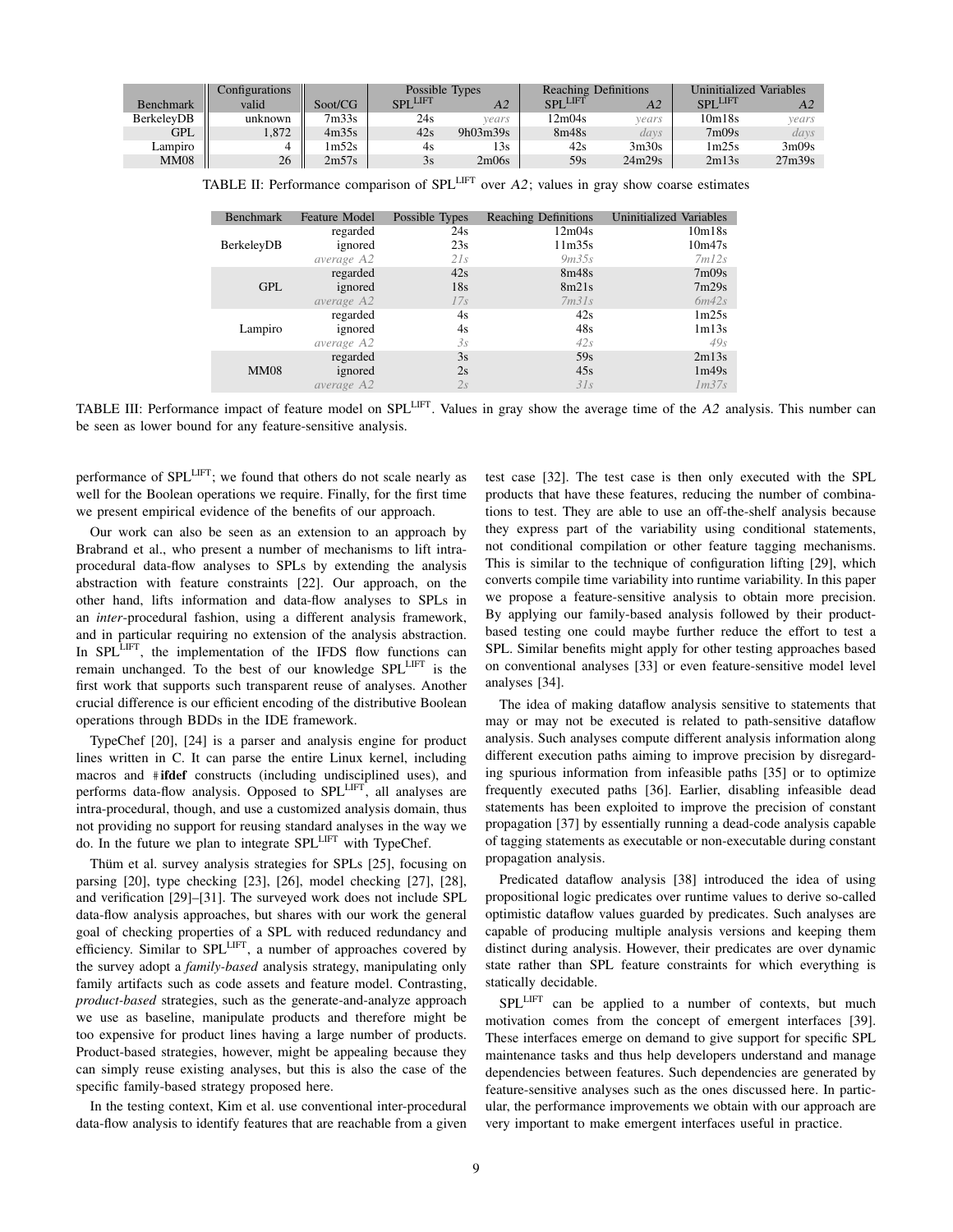| Benchmark | Configurations valid | Soot/CG | Possible Types SPL[LIFT] | Possible Types *A2* | Reaching Definitions SPL[LIFT] | Reaching Definitions *A2* | Uninitialized Variables SPL[LIFT] | Uninitialized Variables *A2* |
|---|---|---|---|---|---|---|---|---|
| BerkeleyDB | unknown | 7m33s | 24s | *years* | 12m04s | *years* | 10m18s | *years* |
| GPL | 1,872 | 4m35s | 42s | 9h03m39s | 8m48s | *days* | 7m09s | *days* |
| Lampiro | 4 | 1m52s | 4s | 13s | 42s | 3m30s | 1m25s | 3m09s |
| MM08 | 26 | 2m57s | 3s | 2m06s | 59s | 24m29s | 2m13s | 27m39s |

TABLE II: Performance comparison of SPL[LIFT] over *A2*; values in gray show coarse estimates

| Benchmark | Feature Model | Possible Types | Reaching Definitions | Uninitialized Variables |
|---|---|---|---|---|
| BerkeleyDB | regarded | 24s | 12m04s | 10m18s |
| | ignored | 23s | 11m35s | 10m47s |
| | *average A2* | *21s* | *9m35s* | *7m12s* |
| GPL | regarded | 42s | 8m48s | 7m09s |
| | ignored | 18s | 8m21s | 7m29s |
| | *average A2* | *17s* | *7m31s* | *6m42s* |
| Lampiro | regarded | 4s | 42s | 1m25s |
| | ignored | 4s | 48s | 1m13s |
| | *average A2* | *3s* | *42s* | *49s* |
| MM08 | regarded | 3s | 59s | 2m13s |
| | ignored | 2s | 45s | 1m49s |
| | *average A2* | *2s* | *31s* | *1m37s* |

TABLE III: Performance impact of feature model on SPL[LIFT]. Values in gray show the average time of the *A2* analysis. This number can be seen as lower bound for any feature-sensitive analysis.

performance of SPL[LIFT]; we found that others do not scale nearly as well for the Boolean operations we require. Finally, for the first time we present empirical evidence of the benefits of our approach.

Our work can also be seen as an extension to an approach by Brabrand et al., who present a number of mechanisms to lift intra-procedural data-flow analyses to SPLs by extending the analysis abstraction with feature constraints [22]. Our approach, on the other hand, lifts information and data-flow analyses to SPLs in an *inter*-procedural fashion, using a different analysis framework, and in particular requiring no extension of the analysis abstraction. In SPL[LIFT], the implementation of the IFDS flow functions can remain unchanged. To the best of our knowledge SPL[LIFT] is the first work that supports such transparent reuse of analyses. Another crucial difference is our efficient encoding of the distributive Boolean operations through BDDs in the IDE framework.

TypeChef [20], [24] is a parser and analysis engine for product lines written in C. It can parse the entire Linux kernel, including macros and #**ifdef** constructs (including undisciplined uses), and performs data-flow analysis. Opposed to SPL[LIFT], all analyses are intra-procedural, though, and use a customized analysis domain, thus not providing no support for reusing standard analyses in the way we do. In the future we plan to integrate SPL[LIFT] with TypeChef.

Thüm et al. survey analysis strategies for SPLs [25], focusing on parsing [20], type checking [23], [26], model checking [27], [28], and verification [29]–[31]. The surveyed work does not include SPL data-flow analysis approaches, but shares with our work the general goal of checking properties of a SPL with reduced redundancy and efficiency. Similar to SPL[LIFT], a number of approaches covered by the survey adopt a *family-based* analysis strategy, manipulating only family artifacts such as code assets and feature model. Contrasting, *product-based* strategies, such as the generate-and-analyze approach we use as baseline, manipulate products and therefore might be too expensive for product lines having a large number of products. Product-based strategies, however, might be appealing because they can simply reuse existing analyses, but this is also the case of the specific family-based strategy proposed here.

In the testing context, Kim et al. use conventional inter-procedural data-flow analysis to identify features that are reachable from a given test case [32]. The test case is then only executed with the SPL products that have these features, reducing the number of combinations to test. They are able to use an off-the-shelf analysis because they express part of the variability using conditional statements, not conditional compilation or other feature tagging mechanisms. This is similar to the technique of configuration lifting [29], which converts compile time variability into runtime variability. In this paper we propose a feature-sensitive analysis to obtain more precision. By applying our family-based analysis followed by their product-based testing one could maybe further reduce the effort to test a SPL. Similar benefits might apply for other testing approaches based on conventional analyses [33] or even feature-sensitive model level analyses [34].

The idea of making dataflow analysis sensitive to statements that may or may not be executed is related to path-sensitive dataflow analysis. Such analyses compute different analysis information along different execution paths aiming to improve precision by disregarding spurious information from infeasible paths [35] or to optimize frequently executed paths [36]. Earlier, disabling infeasible dead statements has been exploited to improve the precision of constant propagation [37] by essentially running a dead-code analysis capable of tagging statements as executable or non-executable during constant propagation analysis.

Predicated dataflow analysis [38] introduced the idea of using propositional logic predicates over runtime values to derive so-called optimistic dataflow values guarded by predicates. Such analyses are capable of producing multiple analysis versions and keeping them distinct during analysis. However, their predicates are over dynamic state rather than SPL feature constraints for which everything is statically decidable.

SPL[LIFT] can be applied to a number of contexts, but much motivation comes from the concept of emergent interfaces [39]. These interfaces emerge on demand to give support for specific SPL maintenance tasks and thus help developers understand and manage dependencies between features. Such dependencies are generated by feature-sensitive analyses such as the ones discussed here. In particular, the performance improvements we obtain with our approach are very important to make emergent interfaces useful in practice.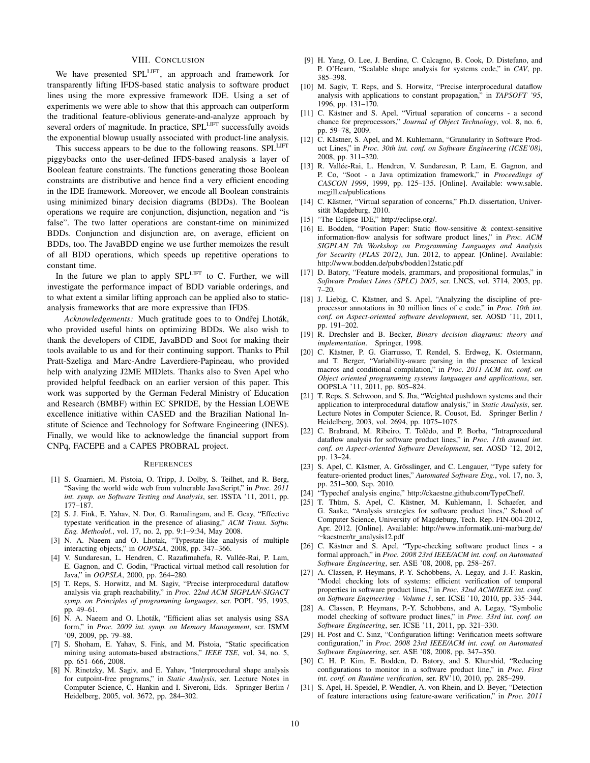## VIII. Conclusion

We have presented SPL$^{\text{LIFT}}$, an approach and framework for transparently lifting IFDS-based static analysis to software product lines using the more expressive framework IDE. Using a set of experiments we were able to show that this approach can outperform the traditional feature-oblivious generate-and-analyze approach by several orders of magnitude. In practice, SPL$^{\text{LIFT}}$ successfully avoids the exponential blowup usually associated with product-line analysis.

This success appears to be due to the following reasons. SPL$^{\text{LIFT}}$ piggybacks onto the user-defined IFDS-based analysis a layer of Boolean feature constraints. The functions generating those Boolean constraints are distributive and hence find a very efficient encoding in the IDE framework. Moreover, we encode all Boolean constraints using minimized binary decision diagrams (BDDs). The Boolean operations we require are conjunction, disjunction, negation and "is false". The two latter operations are constant-time on minimized BDDs. Conjunction and disjunction are, on average, efficient on BDDs, too. The JavaBDD engine we use further memoizes the result of all BDD operations, which speeds up repetitive operations to constant time.

In the future we plan to apply SPL$^{\text{LIFT}}$ to C. Further, we will investigate the performance impact of BDD variable orderings, and to what extent a similar lifting approach can be applied also to static-analysis frameworks that are more expressive than IFDS.

*Acknowledgements:* Much gratitude goes to to Ondřej Lhoták, who provided useful hints on optimizing BDDs. We also wish to thank the developers of CIDE, JavaBDD and Soot for making their tools available to us and for their continuing support. Thanks to Phil Pratt-Szeliga and Marc-Andre Laverdiere-Papineau, who provided help with analyzing J2ME MIDlets. Thanks also to Sven Apel who provided helpful feedback on an earlier version of this paper. This work was supported by the German Federal Ministry of Education and Research (BMBF) within EC SPRIDE, by the Hessian LOEWE excellence initiative within CASED and the Brazilian National Institute of Science and Technology for Software Engineering (INES). Finally, we would like to acknowledge the financial support from CNPq, FACEPE and a CAPES PROBRAL project.

## References

[1] S. Guarnieri, M. Pistoia, O. Tripp, J. Dolby, S. Teilhet, and R. Berg, "Saving the world wide web from vulnerable JavaScript," in *Proc. 2011 int. symp. on Software Testing and Analysis*, ser. ISSTA '11, 2011, pp. 177–187.

[2] S. J. Fink, E. Yahav, N. Dor, G. Ramalingam, and E. Geay, "Effective typestate verification in the presence of aliasing," *ACM Trans. Softw. Eng. Methodol.*, vol. 17, no. 2, pp. 9:1–9:34, May 2008.

[3] N. A. Naeem and O. Lhotak, "Typestate-like analysis of multiple interacting objects," in *OOPSLA*, 2008, pp. 347–366.

[4] V. Sundaresan, L. Hendren, C. Razafimahefa, R. Vallée-Rai, P. Lam, E. Gagnon, and C. Godin, "Practical virtual method call resolution for Java," in *OOPSLA*, 2000, pp. 264–280.

[5] T. Reps, S. Horwitz, and M. Sagiv, "Precise interprocedural dataflow analysis via graph reachability," in *Proc. 22nd ACM SIGPLAN-SIGACT symp. on Principles of programming languages*, ser. POPL '95, 1995, pp. 49–61.

[6] N. A. Naeem and O. Lhoták, "Efficient alias set analysis using SSA form," in *Proc. 2009 int. symp. on Memory Management*, ser. ISMM '09, 2009, pp. 79–88.

[7] S. Shoham, E. Yahav, S. Fink, and M. Pistoia, "Static specification mining using automata-based abstractions," *IEEE TSE*, vol. 34, no. 5, pp. 651–666, 2008.

[8] N. Rinetzky, M. Sagiv, and E. Yahav, "Interprocedural shape analysis for cutpoint-free programs," in *Static Analysis*, ser. Lecture Notes in Computer Science, C. Hankin and I. Siveroni, Eds. Springer Berlin / Heidelberg, 2005, vol. 3672, pp. 284–302.

[9] H. Yang, O. Lee, J. Berdine, C. Calcagno, B. Cook, D. Distefano, and P. O'Hearn, "Scalable shape analysis for systems code," in *CAV*, pp. 385–398.

[10] M. Sagiv, T. Reps, and S. Horwitz, "Precise interprocedural dataflow analysis with applications to constant propagation," in *TAPSOFT '95*, 1996, pp. 131–170.

[11] C. Kästner and S. Apel, "Virtual separation of concerns - a second chance for preprocessors," *Journal of Object Technology*, vol. 8, no. 6, pp. 59–78, 2009.

[12] C. Kästner, S. Apel, and M. Kuhlemann, "Granularity in Software Product Lines," in *Proc. 30th int. conf. on Software Engineering (ICSE'08)*, 2008, pp. 311–320.

[13] R. Vallée-Rai, L. Hendren, V. Sundaresan, P. Lam, E. Gagnon, and P. Co, "Soot - a Java optimization framework," in *Proceedings of CASCON 1999*, 1999, pp. 125–135. [Online]. Available: www.sable.mcgill.ca/publications

[14] C. Kästner, "Virtual separation of concerns," Ph.D. dissertation, Universität Magdeburg, 2010.

[15] "The Eclipse IDE," http://eclipse.org/.

[16] E. Bodden, "Position Paper: Static flow-sensitive & context-sensitive information-flow analysis for software product lines," in *Proc. ACM SIGPLAN 7th Workshop on Programming Languages and Analysis for Security (PLAS 2012)*, Jun. 2012, to appear. [Online]. Available: http://www.bodden.de/pubs/bodden12static.pdf

[17] D. Batory, "Feature models, grammars, and propositional formulas," in *Software Product Lines (SPLC) 2005*, ser. LNCS, vol. 3714, 2005, pp. 7–20.

[18] J. Liebig, C. Kästner, and S. Apel, "Analyzing the discipline of preprocessor annotations in 30 million lines of c code," in *Proc. 10th int. conf. on Aspect-oriented software development*, ser. AOSD '11, 2011, pp. 191–202.

[19] R. Drechsler and B. Becker, *Binary decision diagrams: theory and implementation*. Springer, 1998.

[20] C. Kästner, P. G. Giarrusso, T. Rendel, S. Erdweg, K. Ostermann, and T. Berger, "Variability-aware parsing in the presence of lexical macros and conditional compilation," in *Proc. 2011 ACM int. conf. on Object oriented programming systems languages and applications*, ser. OOPSLA '11, 2011, pp. 805–824.

[21] T. Reps, S. Schwoon, and S. Jha, "Weighted pushdown systems and their application to interprocedural dataflow analysis," in *Static Analysis*, ser. Lecture Notes in Computer Science, R. Cousot, Ed. Springer Berlin / Heidelberg, 2003, vol. 2694, pp. 1075–1075.

[22] C. Brabrand, M. Ribeiro, T. Tolêdo, and P. Borba, "Intraprocedural dataflow analysis for software product lines," in *Proc. 11th annual int. conf. on Aspect-oriented Software Development*, ser. AOSD '12, 2012, pp. 13–24.

[23] S. Apel, C. Kästner, A. Grösslinger, and C. Lengauer, "Type safety for feature-oriented product lines," *Automated Software Eng.*, vol. 17, no. 3, pp. 251–300, Sep. 2010.

[24] "Typechef analysis engine," http://ckaestne.github.com/TypeChef/.

[25] T. Thüm, S. Apel, C. Kästner, M. Kuhlemann, I. Schaefer, and G. Saake, "Analysis strategies for software product lines," School of Computer Science, University of Magdeburg, Tech. Rep. FIN-004-2012, Apr. 2012. [Online]. Available: http://www.informatik.uni-marburg.de/~kaestner/tr_analysis12.pdf

[26] C. Kästner and S. Apel, "Type-checking software product lines - a formal approach," in *Proc. 2008 23rd IEEE/ACM int. conf. on Automated Software Engineering*, ser. ASE '08, 2008, pp. 258–267.

[27] A. Classen, P. Heymans, P.-Y. Schobbens, A. Legay, and J.-F. Raskin, "Model checking lots of systems: efficient verification of temporal properties in software product lines," in *Proc. 32nd ACM/IEEE int. conf. on Software Engineering - Volume 1*, ser. ICSE '10, 2010, pp. 335–344.

[28] A. Classen, P. Heymans, P.-Y. Schobbens, and A. Legay, "Symbolic model checking of software product lines," in *Proc. 33rd int. conf. on Software Engineering*, ser. ICSE '11, 2011, pp. 321–330.

[29] H. Post and C. Sinz, "Configuration lifting: Verification meets software configuration," in *Proc. 2008 23rd IEEE/ACM int. conf. on Automated Software Engineering*, ser. ASE '08, 2008, pp. 347–350.

[30] C. H. P. Kim, E. Bodden, D. Batory, and S. Khurshid, "Reducing configurations to monitor in a software product line," in *Proc. First int. conf. on Runtime verification*, ser. RV'10, 2010, pp. 285–299.

[31] S. Apel, H. Speidel, P. Wendler, A. von Rhein, and D. Beyer, "Detection of feature interactions using feature-aware verification," in *Proc. 2011*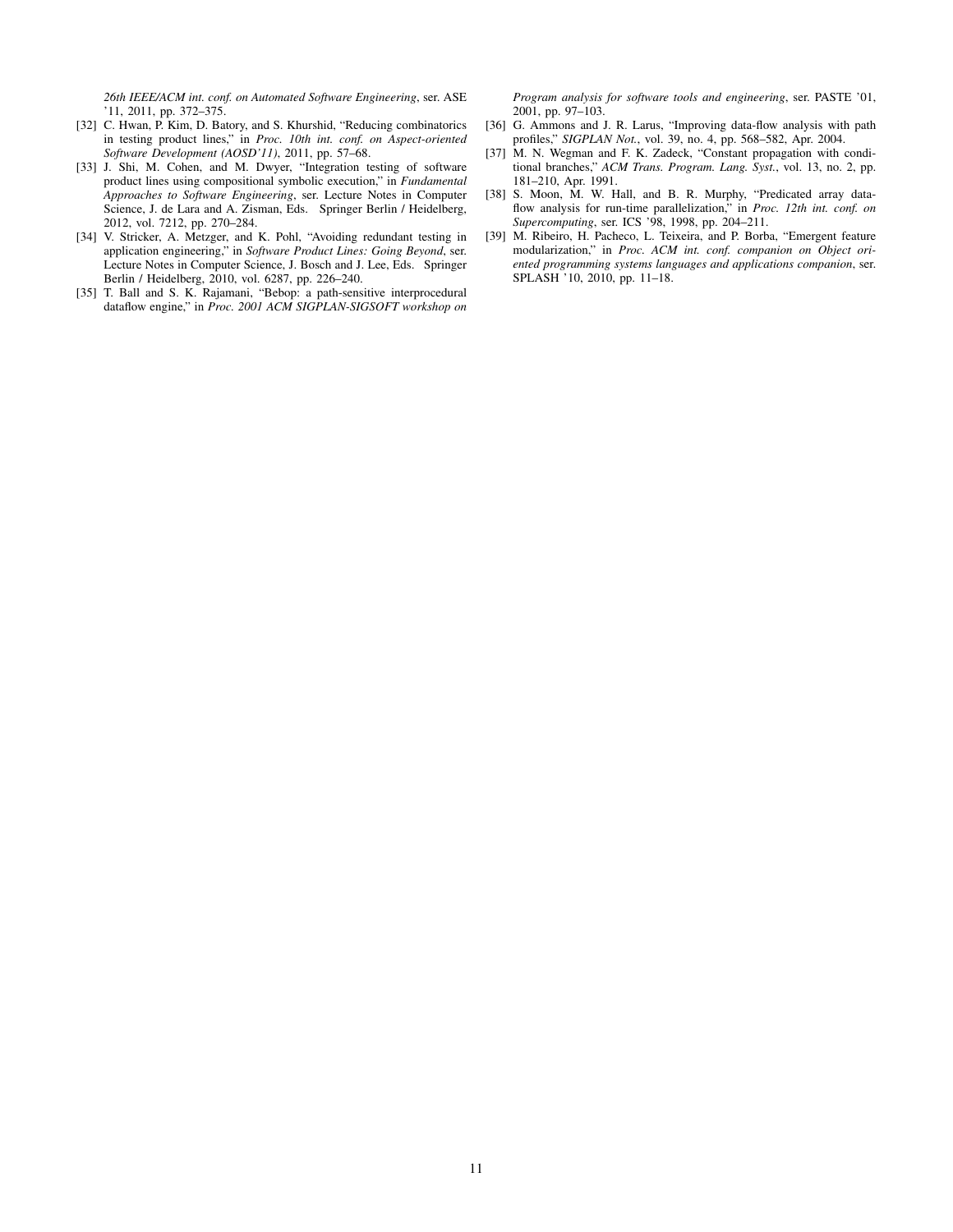*26th IEEE/ACM int. conf. on Automated Software Engineering*, ser. ASE '11, 2011, pp. 372–375.

[32] C. Hwan, P. Kim, D. Batory, and S. Khurshid, "Reducing combinatorics in testing product lines," in *Proc. 10th int. conf. on Aspect-oriented Software Development (AOSD'11)*, 2011, pp. 57–68.

[33] J. Shi, M. Cohen, and M. Dwyer, "Integration testing of software product lines using compositional symbolic execution," in *Fundamental Approaches to Software Engineering*, ser. Lecture Notes in Computer Science, J. de Lara and A. Zisman, Eds. Springer Berlin / Heidelberg, 2012, vol. 7212, pp. 270–284.

[34] V. Stricker, A. Metzger, and K. Pohl, "Avoiding redundant testing in application engineering," in *Software Product Lines: Going Beyond*, ser. Lecture Notes in Computer Science, J. Bosch and J. Lee, Eds. Springer Berlin / Heidelberg, 2010, vol. 6287, pp. 226–240.

[35] T. Ball and S. K. Rajamani, "Bebop: a path-sensitive interprocedural dataflow engine," in *Proc. 2001 ACM SIGPLAN-SIGSOFT workshop on Program analysis for software tools and engineering*, ser. PASTE '01, 2001, pp. 97–103.

[36] G. Ammons and J. R. Larus, "Improving data-flow analysis with path profiles," *SIGPLAN Not.*, vol. 39, no. 4, pp. 568–582, Apr. 2004.

[37] M. N. Wegman and F. K. Zadeck, "Constant propagation with conditional branches," *ACM Trans. Program. Lang. Syst.*, vol. 13, no. 2, pp. 181–210, Apr. 1991.

[38] S. Moon, M. W. Hall, and B. R. Murphy, "Predicated array dataflow analysis for run-time parallelization," in *Proc. 12th int. conf. on Supercomputing*, ser. ICS '98, 1998, pp. 204–211.

[39] M. Ribeiro, H. Pacheco, L. Teixeira, and P. Borba, "Emergent feature modularization," in *Proc. ACM int. conf. companion on Object oriented programming systems languages and applications companion*, ser. SPLASH '10, 2010, pp. 11–18.